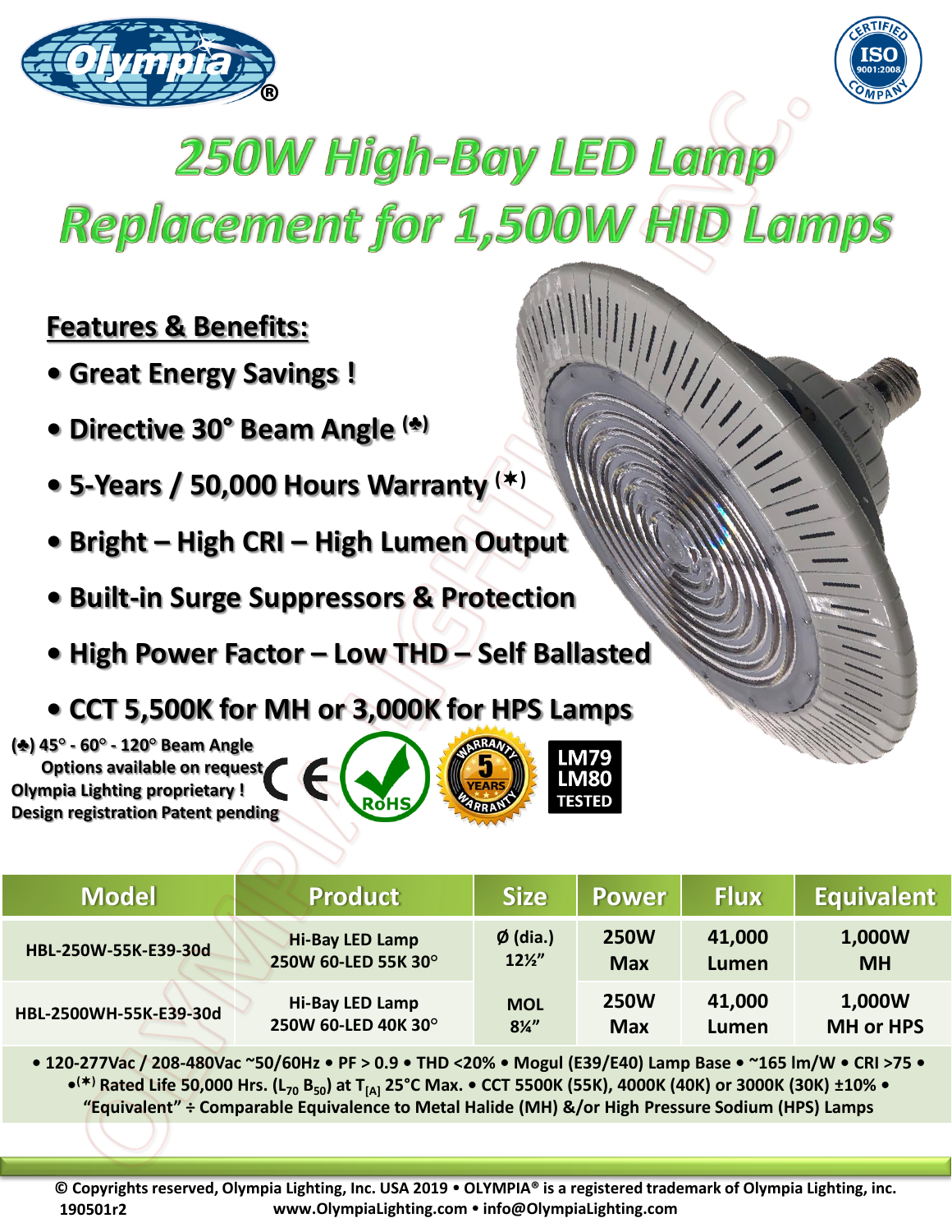# 250W High-Bay LED Lamp Replacement for 1,500W HID Lamps

## Features & Benefits:

- Great Energy Savings !
- Directive 30° Beam Angle (♣)
- 5-Years / 50,000 Hours Warranty (✶)
- Bright – High CRI – High Lumen Output
- Built-in Surge Suppressors & Protection
- High Power Factor – Low THD – Self Ballasted
- CCT 5,500K for MH or 3,000K for HPS Lamps

(♣) 45° - 60° - 120° Beam Angle Options available on request
Olympia Lighting proprietary !
Design registration Patent pending

LM79 LM80 TESTED

| Model | Product | Size | Power | Flux | Equivalent |
|---|---|---|---|---|---|
| HBL-250W-55K-E39-30d | Hi-Bay LED Lamp 250W 60-LED 55K 30° | Ø (dia.) 12½" | 250W Max | 41,000 Lumen | 1,000W MH |
| HBL-2500WH-55K-E39-30d | Hi-Bay LED Lamp 250W 60-LED 40K 30° | MOL 8¼" | 250W Max | 41,000 Lumen | 1,000W MH or HPS |

• 120-277Vac / 208-480Vac ~50/60Hz • PF > 0.9 • THD <20% • Mogul (E39/E40) Lamp Base • ~165 lm/W • CRI >75 • •(✶) Rated Life 50,000 Hrs. ($L_{70}$ $B_{50}$) at $T_{[A]}$ 25°C Max. • CCT 5500K (55K), 4000K (40K) or 3000K (30K) ±10% • "Equivalent" ÷ Comparable Equivalence to Metal Halide (MH) &/or High Pressure Sodium (HPS) Lamps

© Copyrights reserved, Olympia Lighting, Inc. USA 2019 • OLYMPIA® is a registered trademark of Olympia Lighting, inc.
190501r2 www.OlympiaLighting.com • info@OlympiaLighting.com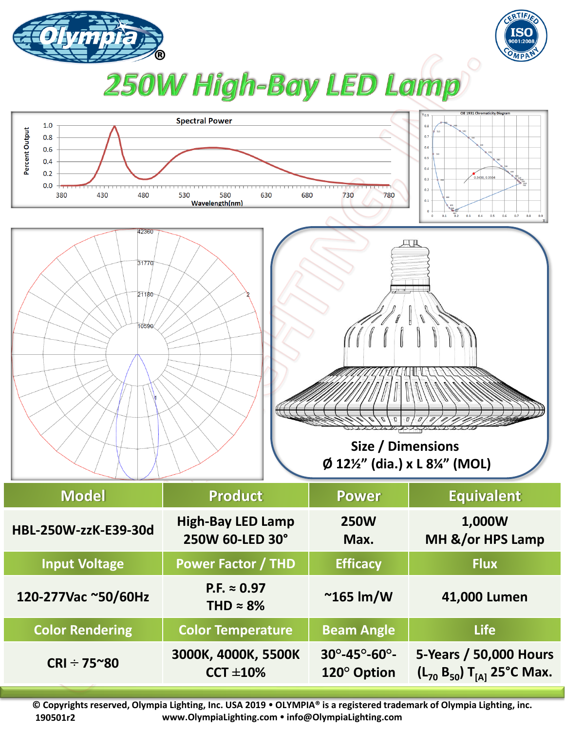# 250W High-Bay LED Lamp

Spectral Power

Percent Output

1.0
0.8
0.6
0.4
0.2
0.0

380 430 480 530 580 630 680 730 780

Wavelength(nm)

CIE 1931 Chromaticity Diagram

0.3450, 0.3534

42360
31770
21180
10590

Size / Dimensions

Ø 12½" (dia.) x L 8¾" (MOL)

| Model | Product | Power | Equivalent |
|---|---|---|---|
| HBL-250W-zzK-E39-30d | High-Bay LED Lamp 250W 60-LED 30° | 250W Max. | 1,000W MH &/or HPS Lamp |
| **Input Voltage** | **Power Factor / THD** | **Efficacy** | **Flux** |
| 120-277Vac ~50/60Hz | P.F. ≈ 0.97 THD ≈ 8% | ~165 lm/W | 41,000 Lumen |
| **Color Rendering** | **Color Temperature** | **Beam Angle** | **Life** |
| CRI ÷ 75~80 | 3000K, 4000K, 5500K CCT ±10% | 30°-45°-60°-120° Option | 5-Years / 50,000 Hours ($L_{70}$ $B_{50}$) $T_{[A]}$ 25°C Max. |

© Copyrights reserved, Olympia Lighting, Inc. USA 2019 • OLYMPIA® is a registered trademark of Olympia Lighting, inc.

190501r2 www.OlympiaLighting.com • info@OlympiaLighting.com